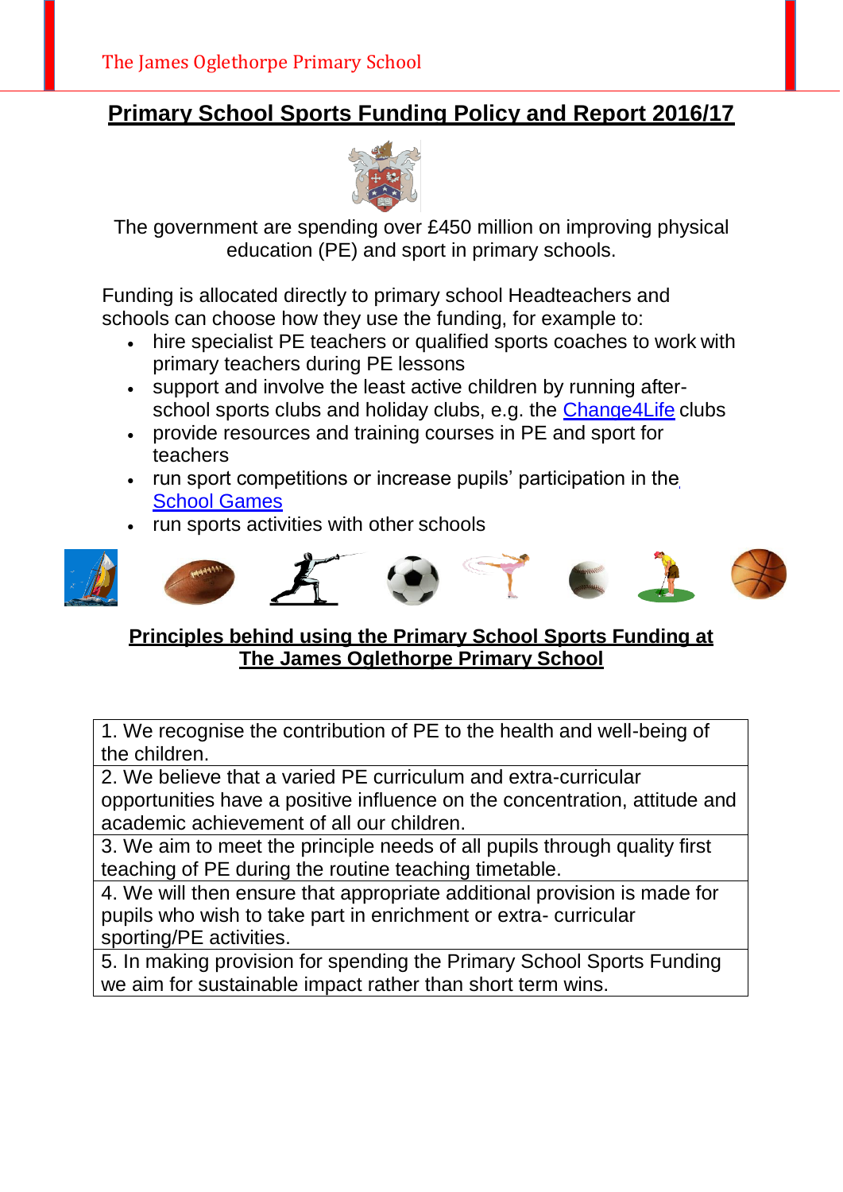The James Oglethorpe Primary School

# Primary School Sports Funding Policy and Report 2016/17

The government are spending over £450 million on improving physical education (PE) and sport in primary schools.

Funding is allocated directly to primary school Headteachers and schools can choose how they use the funding, for example to:

- hire specialist PE teachers or qualified sports coaches to work with primary teachers during PE lessons
- support and involve the least active children by running after-school sports clubs and holiday clubs, e.g. the Change4Life clubs
- provide resources and training courses in PE and sport for teachers
- run sport competitions or increase pupils' participation in the School Games
- run sports activities with other schools

## Principles behind using the Primary School Sports Funding at The James Oglethorpe Primary School

| |
|---|
| 1. We recognise the contribution of PE to the health and well-being of the children. |
| 2. We believe that a varied PE curriculum and extra-curricular opportunities have a positive influence on the concentration, attitude and academic achievement of all our children. |
| 3. We aim to meet the principle needs of all pupils through quality first teaching of PE during the routine teaching timetable. |
| 4. We will then ensure that appropriate additional provision is made for pupils who wish to take part in enrichment or extra- curricular sporting/PE activities. |
| 5. In making provision for spending the Primary School Sports Funding we aim for sustainable impact rather than short term wins. |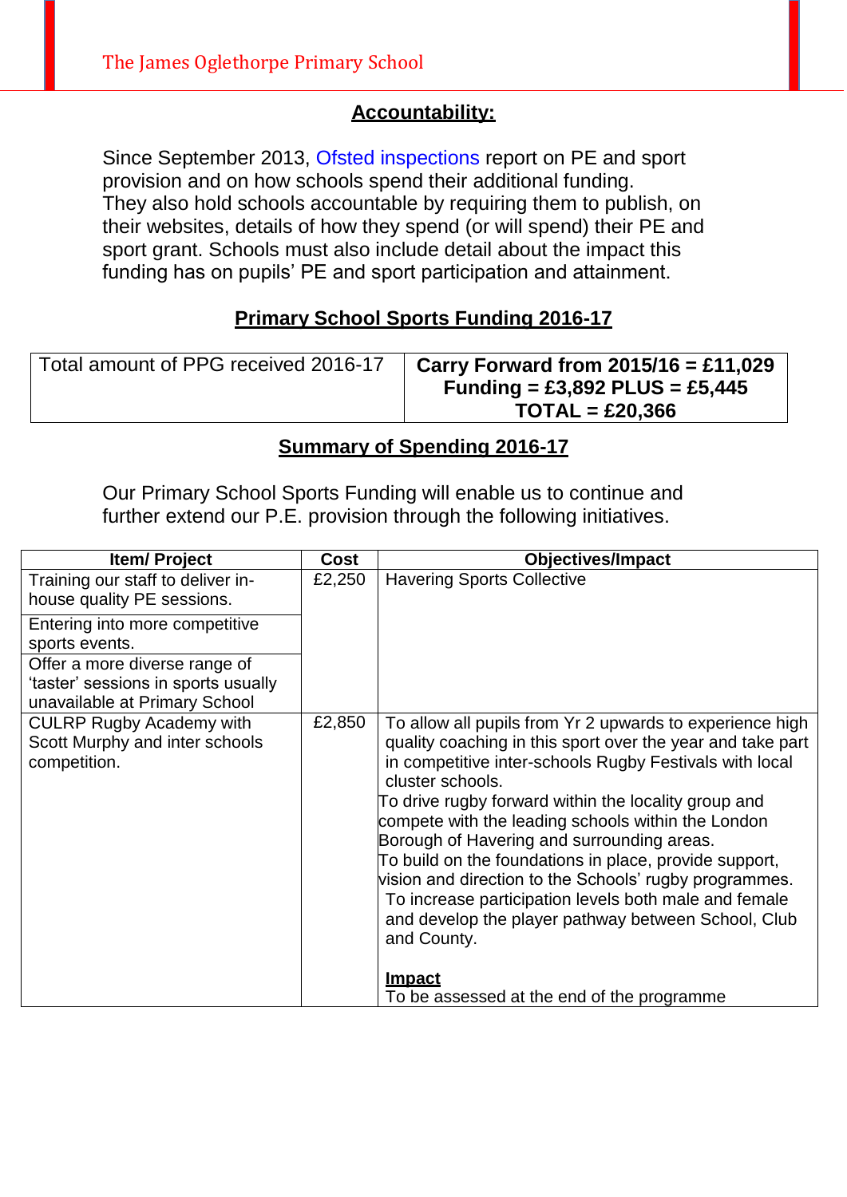## Accountability:

Since September 2013, Ofsted inspections report on PE and sport provision and on how schools spend their additional funding.
They also hold schools accountable by requiring them to publish, on their websites, details of how they spend (or will spend) their PE and sport grant. Schools must also include detail about the impact this funding has on pupils' PE and sport participation and attainment.

## Primary School Sports Funding 2016-17

| Total amount of PPG received 2016-17 | **Carry Forward from 2015/16 = £11,029**<br>**Funding = £3,892 PLUS = £5,445**<br>**TOTAL = £20,366** |
|---|---|

## Summary of Spending 2016-17

Our Primary School Sports Funding will enable us to continue and further extend our P.E. provision through the following initiatives.

| Item/ Project | Cost | Objectives/Impact |
|---|---|---|
| Training our staff to deliver in-house quality PE sessions. | £2,250 | Havering Sports Collective |
| Entering into more competitive sports events. | | |
| Offer a more diverse range of 'taster' sessions in sports usually unavailable at Primary School | | |
| CULRP Rugby Academy with Scott Murphy and inter schools competition. | £2,850 | To allow all pupils from Yr 2 upwards to experience high quality coaching in this sport over the year and take part in competitive inter-schools Rugby Festivals with local cluster schools.<br>To drive rugby forward within the locality group and compete with the leading schools within the London Borough of Havering and surrounding areas.<br>To build on the foundations in place, provide support, vision and direction to the Schools' rugby programmes.<br>To increase participation levels both male and female and develop the player pathway between School, Club and County.<br><br>**Impact**<br>To be assessed at the end of the programme |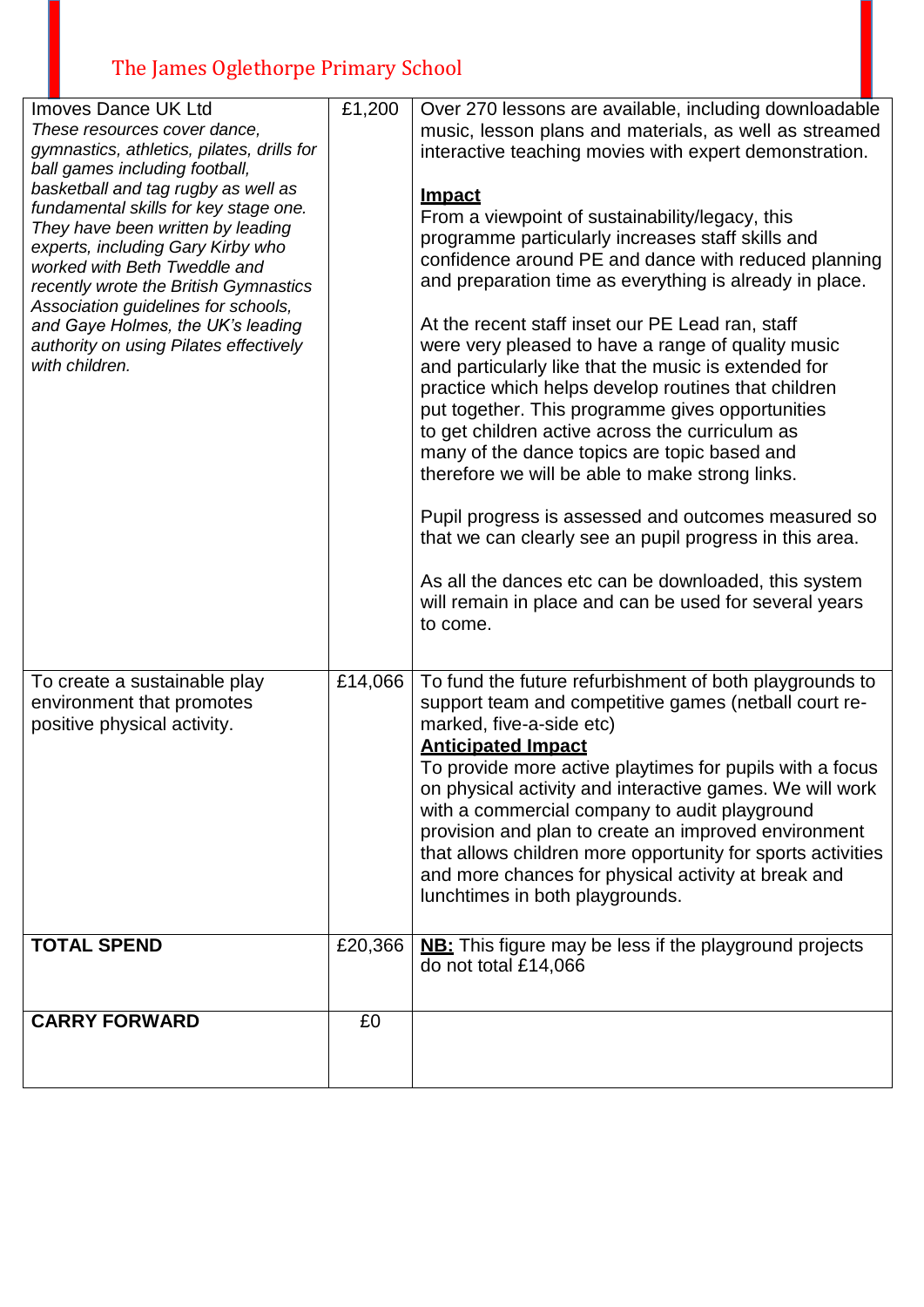| | | |
|---|---|---|
| Imoves Dance UK Ltd<br>*These resources cover dance, gymnastics, athletics, pilates, drills for ball games including football, basketball and tag rugby as well as fundamental skills for key stage one. They have been written by leading experts, including Gary Kirby who worked with Beth Tweddle and recently wrote the British Gymnastics Association guidelines for schools, and Gaye Holmes, the UK's leading authority on using Pilates effectively with children.* | £1,200 | Over 270 lessons are available, including downloadable music, lesson plans and materials, as well as streamed interactive teaching movies with expert demonstration.<br><br>**<u>Impact</u>**<br>From a viewpoint of sustainability/legacy, this programme particularly increases staff skills and confidence around PE and dance with reduced planning and preparation time as everything is already in place.<br><br>At the recent staff inset our PE Lead ran, staff were very pleased to have a range of quality music and particularly like that the music is extended for practice which helps develop routines that children put together. This programme gives opportunities to get children active across the curriculum as many of the dance topics are topic based and therefore we will be able to make strong links.<br><br>Pupil progress is assessed and outcomes measured so that we can clearly see an pupil progress in this area.<br><br>As all the dances etc can be downloaded, this system will remain in place and can be used for several years to come. |
| To create a sustainable play environment that promotes positive physical activity. | £14,066 | To fund the future refurbishment of both playgrounds to support team and competitive games (netball court re-marked, five-a-side etc)<br>**<u>Anticipated Impact</u>**<br>To provide more active playtimes for pupils with a focus on physical activity and interactive games. We will work with a commercial company to audit playground provision and plan to create an improved environment that allows children more opportunity for sports activities and more chances for physical activity at break and lunchtimes in both playgrounds. |
| **TOTAL SPEND** | £20,366 | **<u>NB:</u>** This figure may be less if the playground projects do not total £14,066 |
| **CARRY FORWARD** | £0 | |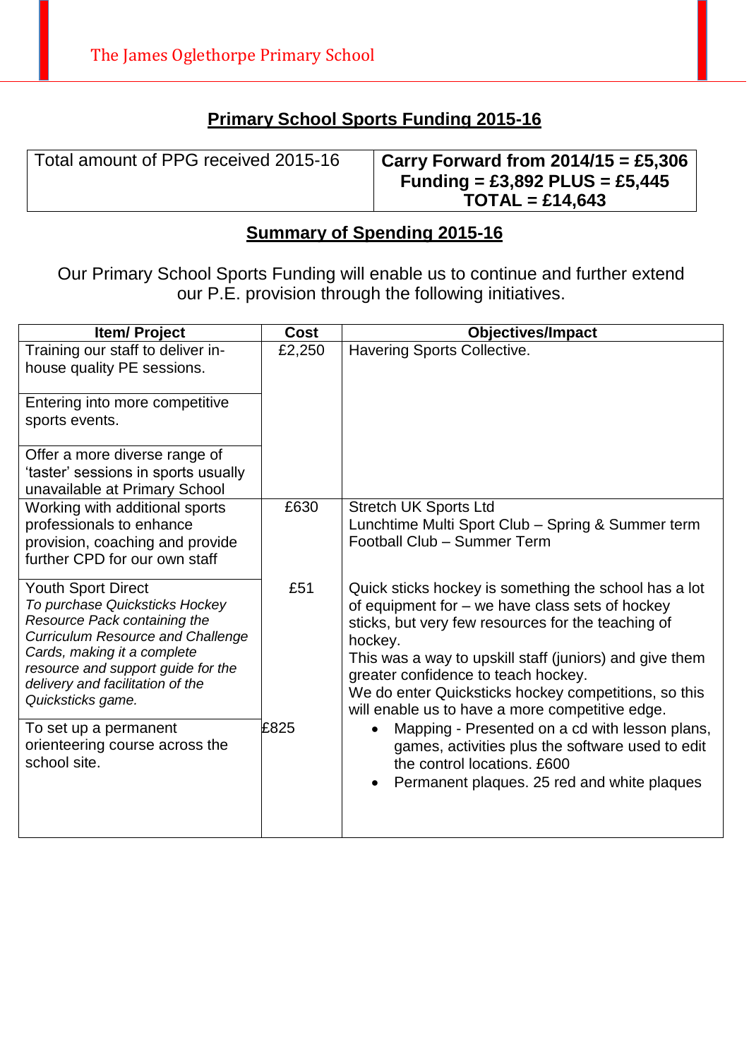The James Oglethorpe Primary School

## Primary School Sports Funding 2015-16

| Total amount of PPG received 2015-16 | **Carry Forward from 2014/15 = £5,306 Funding = £3,892 PLUS = £5,445 TOTAL = £14,643** |
|---|---|

## Summary of Spending 2015-16

Our Primary School Sports Funding will enable us to continue and further extend our P.E. provision through the following initiatives.

| Item/ Project | Cost | Objectives/Impact |
|---|---|---|
| Training our staff to deliver in-house quality PE sessions. | £2,250 | Havering Sports Collective. |
| Entering into more competitive sports events. | | |
| Offer a more diverse range of 'taster' sessions in sports usually unavailable at Primary School | | |
| Working with additional sports professionals to enhance provision, coaching and provide further CPD for our own staff | £630 | Stretch UK Sports Ltd<br>Lunchtime Multi Sport Club – Spring & Summer term<br>Football Club – Summer Term |
| Youth Sport Direct<br>*To purchase Quicksticks Hockey Resource Pack containing the Curriculum Resource and Challenge Cards, making it a complete resource and support guide for the delivery and facilitation of the Quicksticks game.* | £51 | Quick sticks hockey is something the school has a lot of equipment for – we have class sets of hockey sticks, but very few resources for the teaching of hockey.<br>This was a way to upskill staff (juniors) and give them greater confidence to teach hockey.<br>We do enter Quicksticks hockey competitions, so this will enable us to have a more competitive edge. |
| To set up a permanent orienteering course across the school site. | £825 | • Mapping - Presented on a cd with lesson plans, games, activities plus the software used to edit the control locations. £600<br>• Permanent plaques. 25 red and white plaques |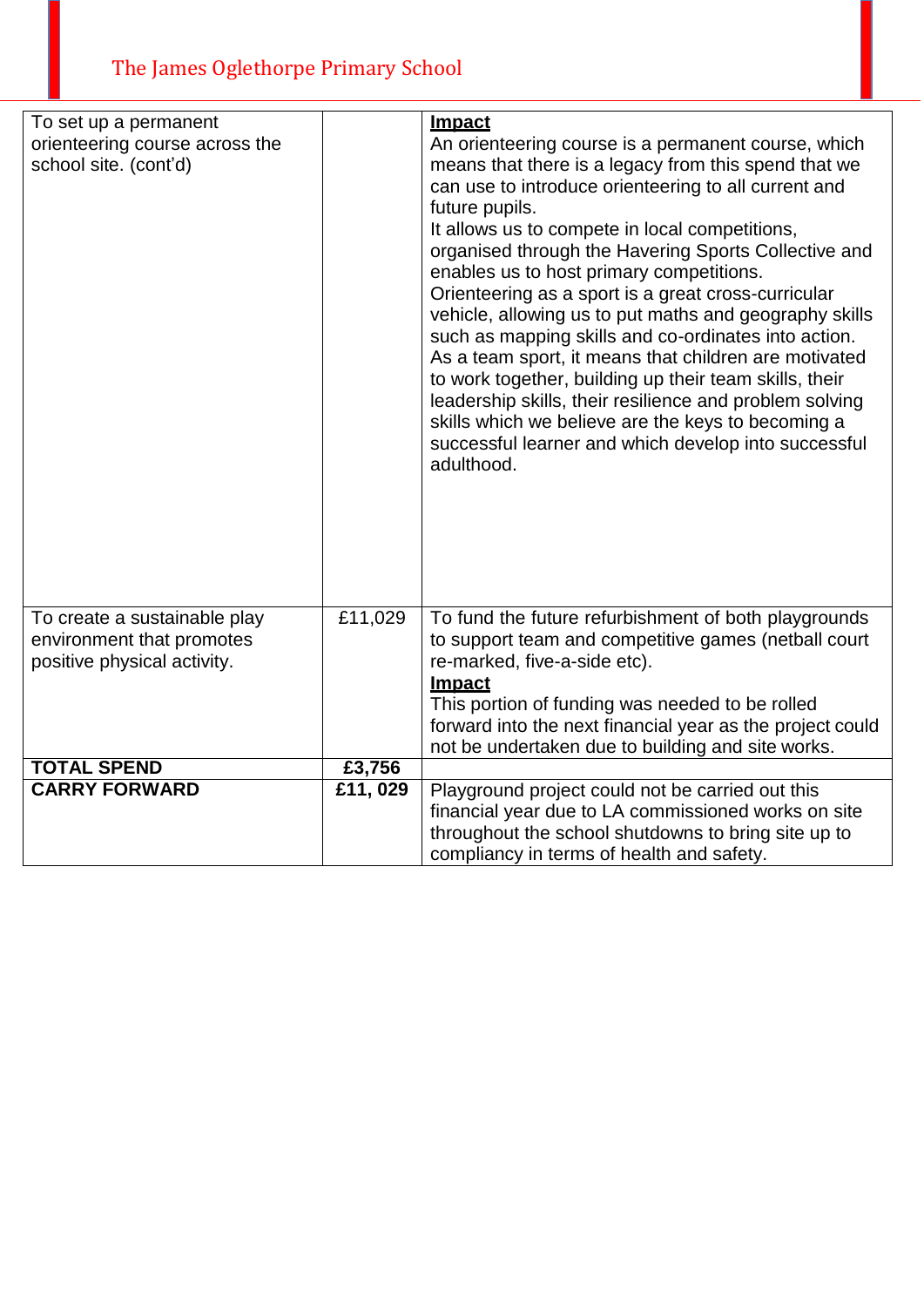| | | |
|---|---|---|
| To set up a permanent orienteering course across the school site. (cont'd) | | **Impact**<br>An orienteering course is a permanent course, which means that there is a legacy from this spend that we can use to introduce orienteering to all current and future pupils.<br>It allows us to compete in local competitions, organised through the Havering Sports Collective and enables us to host primary competitions.<br>Orienteering as a sport is a great cross-curricular vehicle, allowing us to put maths and geography skills such as mapping skills and co-ordinates into action.<br>As a team sport, it means that children are motivated to work together, building up their team skills, their leadership skills, their resilience and problem solving skills which we believe are the keys to becoming a successful learner and which develop into successful adulthood. |
| To create a sustainable play environment that promotes positive physical activity. | £11,029 | To fund the future refurbishment of both playgrounds to support team and competitive games (netball court re-marked, five-a-side etc).<br>**Impact**<br>This portion of funding was needed to be rolled forward into the next financial year as the project could not be undertaken due to building and site works. |
| **TOTAL SPEND** | **£3,756** | |
| **CARRY FORWARD** | **£11, 029** | Playground project could not be carried out this financial year due to LA commissioned works on site throughout the school shutdowns to bring site up to compliancy in terms of health and safety. |